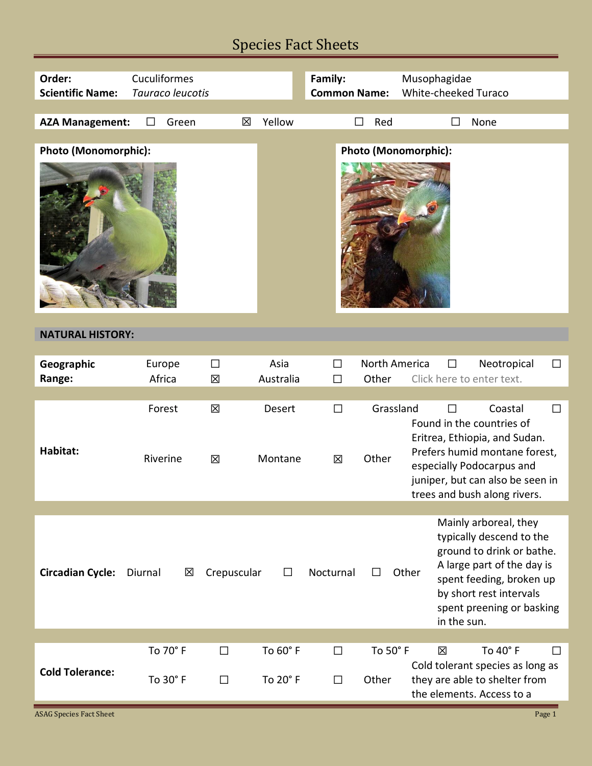# Species Fact Sheets

| | | | |
|---|---|---|---|
| **Order:** | Cuculiformes | **Family:** | Musophagidae |
| **Scientific Name:** | *Tauraco leucotis* | **Common Name:** | White-cheeked Turaco |

**AZA Management:** ☐ Green ☒ Yellow ☐ Red ☐ None

**Photo (Monomorphic):**

**Photo (Monomorphic):**

## NATURAL HISTORY:

| **Geographic Range:** | | | | | | | | |
|---|---|---|---|---|---|---|---|---|
| | Europe | ☐ | Asia | ☐ | North America | ☐ | Neotropical | ☐ |
| | Africa | ☒ | Australia | ☐ | Other | Click here to enter text. | | |

| **Habitat:** | | | | | | | | |
|---|---|---|---|---|---|---|---|---|
| | Forest | ☒ | Desert | ☐ | Grassland | ☐ | Coastal | ☐ |
| | Riverine | ☒ | Montane | ☒ | Other | Found in the countries of Eritrea, Ethiopia, and Sudan. Prefers humid montane forest, especially Podocarpus and juniper, but can also be seen in trees and bush along rivers. | | |

| **Circadian Cycle:** | Diurnal | ☒ | Crepuscular | ☐ | Nocturnal | ☐ | Other | Mainly arboreal, they typically descend to the ground to drink or bathe. A large part of the day is spent feeding, broken up by short rest intervals spent preening or basking in the sun. |
|---|---|---|---|---|---|---|---|---|

| **Cold Tolerance:** | | | | | | | | |
|---|---|---|---|---|---|---|---|---|
| | To 70° F | ☐ | To 60° F | ☐ | To 50° F | ☒ | To 40° F | ☐ |
| | To 30° F | ☐ | To 20° F | ☐ | Other | Cold tolerant species as long as they are able to shelter from the elements. Access to a | | |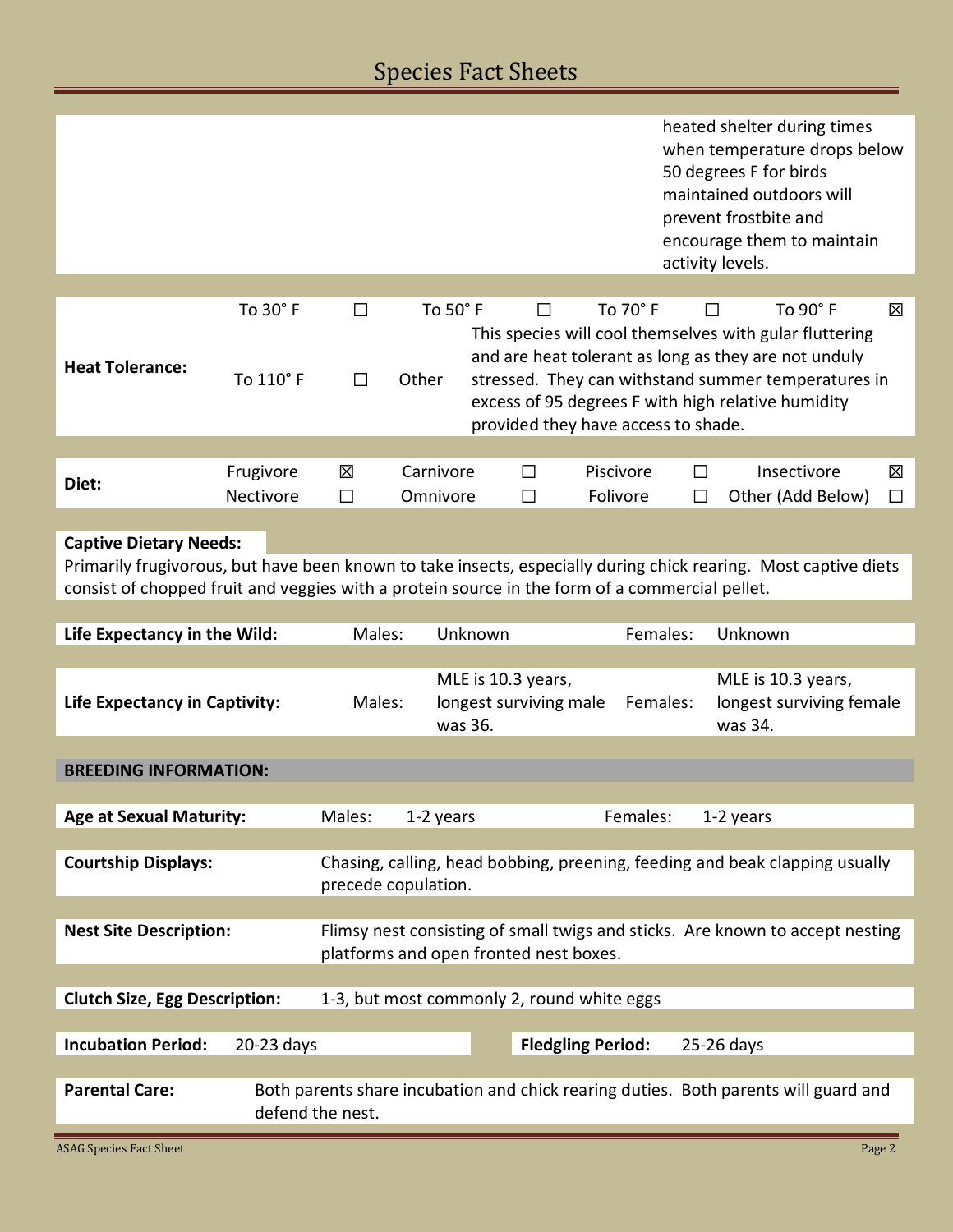heated shelter during times when temperature drops below 50 degrees F for birds maintained outdoors will prevent frostbite and encourage them to maintain activity levels.

| **Heat Tolerance:** | | | | | | | | |
|---|---|---|---|---|---|---|---|---|
| | To 30° F | ☐ | To 50° F | ☐ | To 70° F | ☐ | To 90° F | ☒ |
| | To 110° F | ☐ | Other | This species will cool themselves with gular fluttering and are heat tolerant as long as they are not unduly stressed. They can withstand summer temperatures in excess of 95 degrees F with high relative humidity provided they have access to shade. | | | | |

| **Diet:** | | | | | | | | |
|---|---|---|---|---|---|---|---|---|
| | Frugivore | ☒ | Carnivore | ☐ | Piscivore | ☐ | Insectivore | ☒ |
| | Nectivore | ☐ | Omnivore | ☐ | Folivore | ☐ | Other (Add Below) | ☐ |

**Captive Dietary Needs:**

Primarily frugivorous, but have been known to take insects, especially during chick rearing. Most captive diets consist of chopped fruit and veggies with a protein source in the form of a commercial pellet.

| | | | | |
|---|---|---|---|---|
| **Life Expectancy in the Wild:** | Males: | Unknown | Females: | Unknown |
| **Life Expectancy in Captivity:** | Males: | MLE is 10.3 years, longest surviving male was 36. | Females: | MLE is 10.3 years, longest surviving female was 34. |

**BREEDING INFORMATION:**

| | | | | |
|---|---|---|---|---|
| **Age at Sexual Maturity:** | Males: | 1-2 years | Females: | 1-2 years |

**Courtship Displays:** Chasing, calling, head bobbing, preening, feeding and beak clapping usually precede copulation.

**Nest Site Description:** Flimsy nest consisting of small twigs and sticks. Are known to accept nesting platforms and open fronted nest boxes.

**Clutch Size, Egg Description:** 1-3, but most commonly 2, round white eggs

**Incubation Period:** 20-23 days

**Fledgling Period:** 25-26 days

**Parental Care:** Both parents share incubation and chick rearing duties. Both parents will guard and defend the nest.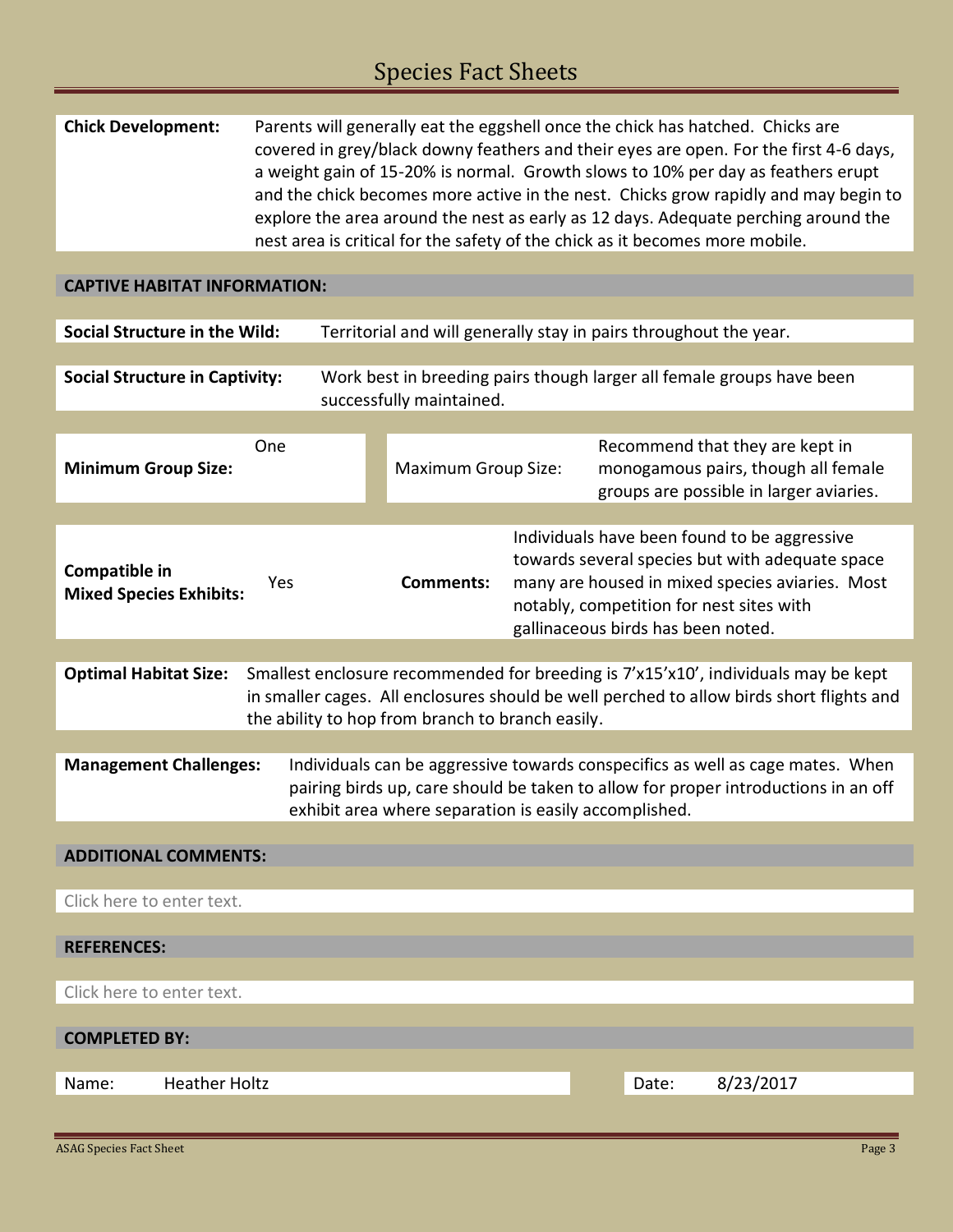| | |
|---|---|
| **Chick Development:** | Parents will generally eat the eggshell once the chick has hatched. Chicks are covered in grey/black downy feathers and their eyes are open. For the first 4-6 days, a weight gain of 15-20% is normal. Growth slows to 10% per day as feathers erupt and the chick becomes more active in the nest. Chicks grow rapidly and may begin to explore the area around the nest as early as 12 days. Adequate perching around the nest area is critical for the safety of the chick as it becomes more mobile. |

## CAPTIVE HABITAT INFORMATION:

| | |
|---|---|
| **Social Structure in the Wild:** | Territorial and will generally stay in pairs throughout the year. |
| **Social Structure in Captivity:** | Work best in breeding pairs though larger all female groups have been successfully maintained. |

| | | | |
|---|---|---|---|
| **Minimum Group Size:** | One | Maximum Group Size: | Recommend that they are kept in monogamous pairs, though all female groups are possible in larger aviaries. |
| **Compatible in Mixed Species Exhibits:** | Yes | **Comments:** | Individuals have been found to be aggressive towards several species but with adequate space many are housed in mixed species aviaries. Most notably, competition for nest sites with gallinaceous birds has been noted. |

| | |
|---|---|
| **Optimal Habitat Size:** | Smallest enclosure recommended for breeding is 7'x15'x10', individuals may be kept in smaller cages. All enclosures should be well perched to allow birds short flights and the ability to hop from branch to branch easily. |
| **Management Challenges:** | Individuals can be aggressive towards conspecifics as well as cage mates. When pairing birds up, care should be taken to allow for proper introductions in an off exhibit area where separation is easily accomplished. |

## ADDITIONAL COMMENTS:

Click here to enter text.

## REFERENCES:

Click here to enter text.

## COMPLETED BY:

| | | | |
|---|---|---|---|
| Name: | Heather Holtz | Date: | 8/23/2017 |